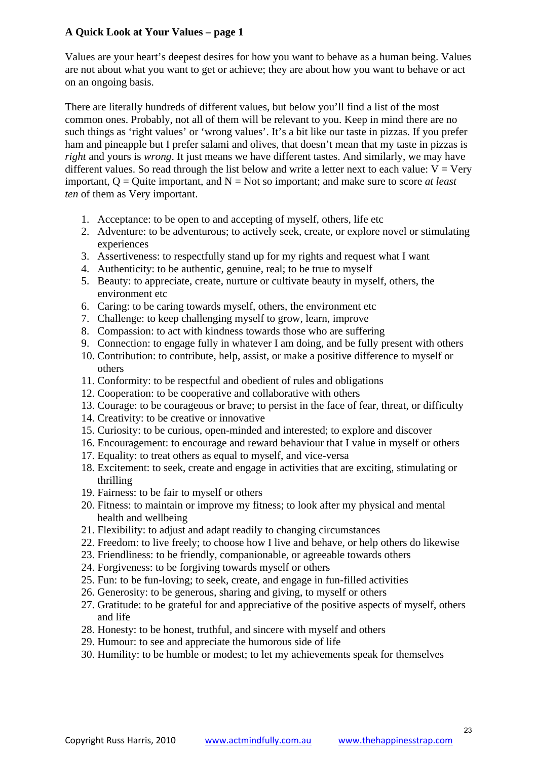**A Quick Look at Your Values – page 1**

Values are your heart's deepest desires for how you want to behave as a human being. Values are not about what you want to get or achieve; they are about how you want to behave or act on an ongoing basis.

There are literally hundreds of different values, but below you'll find a list of the most common ones. Probably, not all of them will be relevant to you. Keep in mind there are no such things as 'right values' or 'wrong values'. It's a bit like our taste in pizzas. If you prefer ham and pineapple but I prefer salami and olives, that doesn't mean that my taste in pizzas is *right* and yours is *wrong*. It just means we have different tastes. And similarly, we may have different values. So read through the list below and write a letter next to each value: V = Very important, Q = Quite important, and N = Not so important; and make sure to score *at least ten* of them as Very important.

1. Acceptance: to be open to and accepting of myself, others, life etc
2. Adventure: to be adventurous; to actively seek, create, or explore novel or stimulating experiences
3. Assertiveness: to respectfully stand up for my rights and request what I want
4. Authenticity: to be authentic, genuine, real; to be true to myself
5. Beauty: to appreciate, create, nurture or cultivate beauty in myself, others, the environment etc
6. Caring: to be caring towards myself, others, the environment etc
7. Challenge: to keep challenging myself to grow, learn, improve
8. Compassion: to act with kindness towards those who are suffering
9. Connection: to engage fully in whatever I am doing, and be fully present with others
10. Contribution: to contribute, help, assist, or make a positive difference to myself or others
11. Conformity: to be respectful and obedient of rules and obligations
12. Cooperation: to be cooperative and collaborative with others
13. Courage: to be courageous or brave; to persist in the face of fear, threat, or difficulty
14. Creativity: to be creative or innovative
15. Curiosity: to be curious, open-minded and interested; to explore and discover
16. Encouragement: to encourage and reward behaviour that I value in myself or others
17. Equality: to treat others as equal to myself, and vice-versa
18. Excitement: to seek, create and engage in activities that are exciting, stimulating or thrilling
19. Fairness: to be fair to myself or others
20. Fitness: to maintain or improve my fitness; to look after my physical and mental health and wellbeing
21. Flexibility: to adjust and adapt readily to changing circumstances
22. Freedom: to live freely; to choose how I live and behave, or help others do likewise
23. Friendliness: to be friendly, companionable, or agreeable towards others
24. Forgiveness: to be forgiving towards myself or others
25. Fun: to be fun-loving; to seek, create, and engage in fun-filled activities
26. Generosity: to be generous, sharing and giving, to myself or others
27. Gratitude: to be grateful for and appreciative of the positive aspects of myself, others and life
28. Honesty: to be honest, truthful, and sincere with myself and others
29. Humour: to see and appreciate the humorous side of life
30. Humility: to be humble or modest; to let my achievements speak for themselves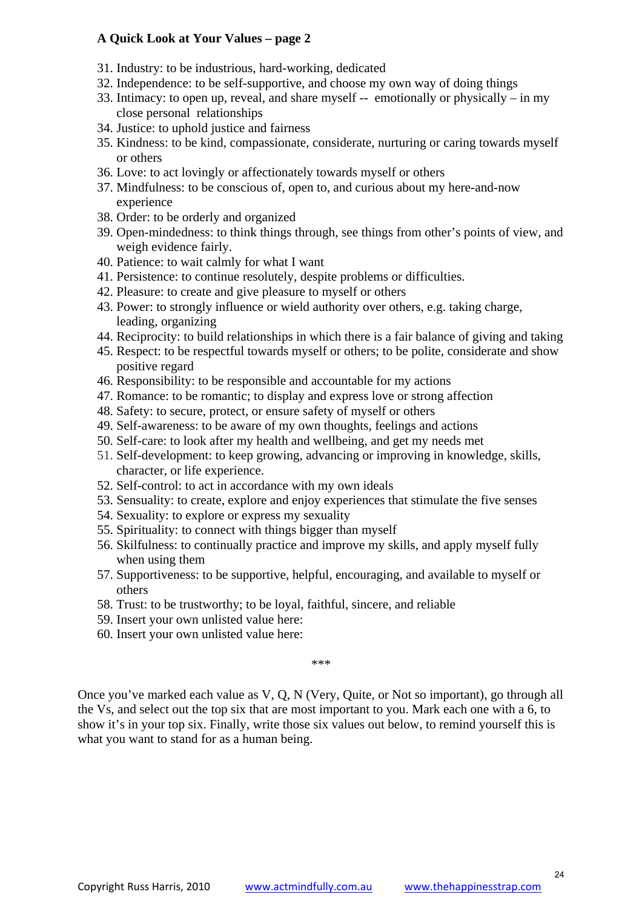**A Quick Look at Your Values – page 2**

31. Industry: to be industrious, hard-working, dedicated
32. Independence: to be self-supportive, and choose my own way of doing things
33. Intimacy: to open up, reveal, and share myself -- emotionally or physically – in my close personal relationships
34. Justice: to uphold justice and fairness
35. Kindness: to be kind, compassionate, considerate, nurturing or caring towards myself or others
36. Love: to act lovingly or affectionately towards myself or others
37. Mindfulness: to be conscious of, open to, and curious about my here-and-now experience
38. Order: to be orderly and organized
39. Open-mindedness: to think things through, see things from other's points of view, and weigh evidence fairly.
40. Patience: to wait calmly for what I want
41. Persistence: to continue resolutely, despite problems or difficulties.
42. Pleasure: to create and give pleasure to myself or others
43. Power: to strongly influence or wield authority over others, e.g. taking charge, leading, organizing
44. Reciprocity: to build relationships in which there is a fair balance of giving and taking
45. Respect: to be respectful towards myself or others; to be polite, considerate and show positive regard
46. Responsibility: to be responsible and accountable for my actions
47. Romance: to be romantic; to display and express love or strong affection
48. Safety: to secure, protect, or ensure safety of myself or others
49. Self-awareness: to be aware of my own thoughts, feelings and actions
50. Self-care: to look after my health and wellbeing, and get my needs met
51. Self-development: to keep growing, advancing or improving in knowledge, skills, character, or life experience.
52. Self-control: to act in accordance with my own ideals
53. Sensuality: to create, explore and enjoy experiences that stimulate the five senses
54. Sexuality: to explore or express my sexuality
55. Spirituality: to connect with things bigger than myself
56. Skilfulness: to continually practice and improve my skills, and apply myself fully when using them
57. Supportiveness: to be supportive, helpful, encouraging, and available to myself or others
58. Trust: to be trustworthy; to be loyal, faithful, sincere, and reliable
59. Insert your own unlisted value here:
60. Insert your own unlisted value here:

***

Once you've marked each value as V, Q, N (Very, Quite, or Not so important), go through all the Vs, and select out the top six that are most important to you. Mark each one with a 6, to show it's in your top six. Finally, write those six values out below, to remind yourself this is what you want to stand for as a human being.

Copyright Russ Harris, 2010 www.actmindfully.com.au www.thehappinesstrap.com